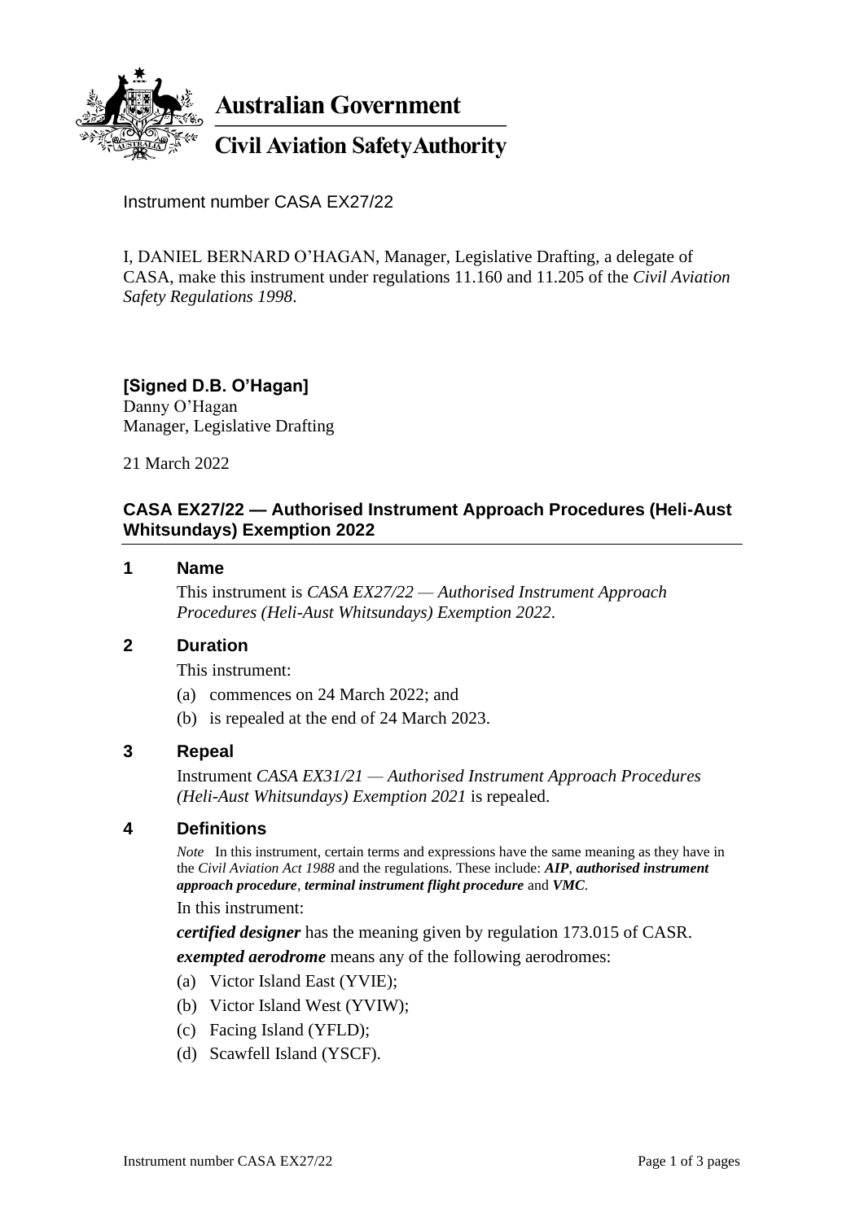**Australian Government**

**Civil Aviation Safety Authority**

Instrument number CASA EX27/22

I, DANIEL BERNARD O'HAGAN, Manager, Legislative Drafting, a delegate of CASA, make this instrument under regulations 11.160 and 11.205 of the *Civil Aviation Safety Regulations 1998*.

**[Signed D.B. O'Hagan]**
Danny O'Hagan
Manager, Legislative Drafting

21 March 2022

## CASA EX27/22 — Authorised Instrument Approach Procedures (Heli-Aust Whitsundays) Exemption 2022

### 1 Name

This instrument is *CASA EX27/22 — Authorised Instrument Approach Procedures (Heli-Aust Whitsundays) Exemption 2022*.

### 2 Duration

This instrument:

(a) commences on 24 March 2022; and

(b) is repealed at the end of 24 March 2023.

### 3 Repeal

Instrument *CASA EX31/21 — Authorised Instrument Approach Procedures (Heli-Aust Whitsundays) Exemption 2021* is repealed.

### 4 Definitions

*Note* In this instrument, certain terms and expressions have the same meaning as they have in the *Civil Aviation Act 1988* and the regulations. These include: ***AIP***, ***authorised instrument approach procedure***, ***terminal instrument flight procedure*** and ***VMC***.

In this instrument:

***certified designer*** has the meaning given by regulation 173.015 of CASR.

***exempted aerodrome*** means any of the following aerodromes:

(a) Victor Island East (YVIE);

(b) Victor Island West (YVIW);

(c) Facing Island (YFLD);

(d) Scawfell Island (YSCF).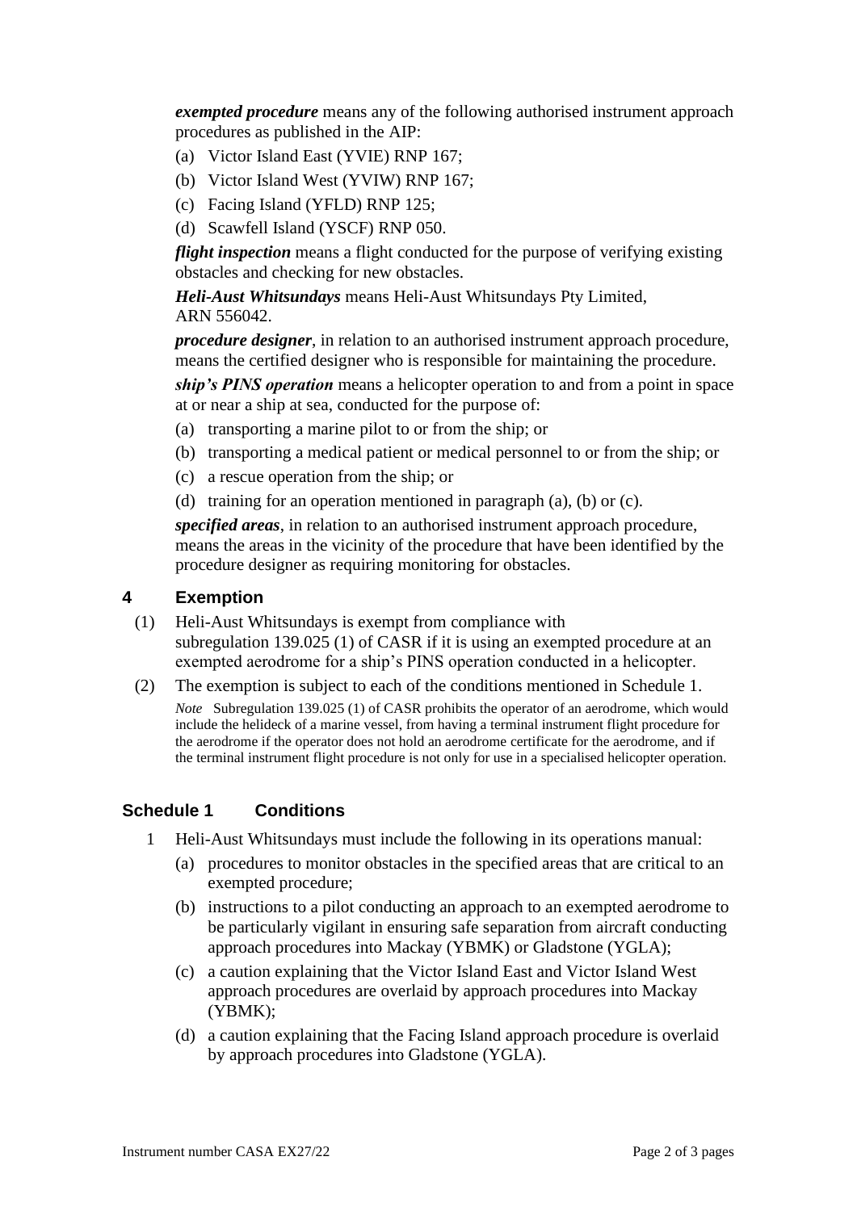***exempted procedure*** means any of the following authorised instrument approach procedures as published in the AIP:

(a) Victor Island East (YVIE) RNP 167;

(b) Victor Island West (YVIW) RNP 167;

(c) Facing Island (YFLD) RNP 125;

(d) Scawfell Island (YSCF) RNP 050.

***flight inspection*** means a flight conducted for the purpose of verifying existing obstacles and checking for new obstacles.

***Heli-Aust Whitsundays*** means Heli-Aust Whitsundays Pty Limited, ARN 556042.

***procedure designer***, in relation to an authorised instrument approach procedure, means the certified designer who is responsible for maintaining the procedure.

***ship's PINS operation*** means a helicopter operation to and from a point in space at or near a ship at sea, conducted for the purpose of:

(a) transporting a marine pilot to or from the ship; or

(b) transporting a medical patient or medical personnel to or from the ship; or

(c) a rescue operation from the ship; or

(d) training for an operation mentioned in paragraph (a), (b) or (c).

***specified areas***, in relation to an authorised instrument approach procedure, means the areas in the vicinity of the procedure that have been identified by the procedure designer as requiring monitoring for obstacles.

## 4 Exemption

(1) Heli-Aust Whitsundays is exempt from compliance with subregulation 139.025 (1) of CASR if it is using an exempted procedure at an exempted aerodrome for a ship's PINS operation conducted in a helicopter.

(2) The exemption is subject to each of the conditions mentioned in Schedule 1.

*Note* Subregulation 139.025 (1) of CASR prohibits the operator of an aerodrome, which would include the helideck of a marine vessel, from having a terminal instrument flight procedure for the aerodrome if the operator does not hold an aerodrome certificate for the aerodrome, and if the terminal instrument flight procedure is not only for use in a specialised helicopter operation.

## Schedule 1 Conditions

1 Heli-Aust Whitsundays must include the following in its operations manual:

(a) procedures to monitor obstacles in the specified areas that are critical to an exempted procedure;

(b) instructions to a pilot conducting an approach to an exempted aerodrome to be particularly vigilant in ensuring safe separation from aircraft conducting approach procedures into Mackay (YBMK) or Gladstone (YGLA);

(c) a caution explaining that the Victor Island East and Victor Island West approach procedures are overlaid by approach procedures into Mackay (YBMK);

(d) a caution explaining that the Facing Island approach procedure is overlaid by approach procedures into Gladstone (YGLA).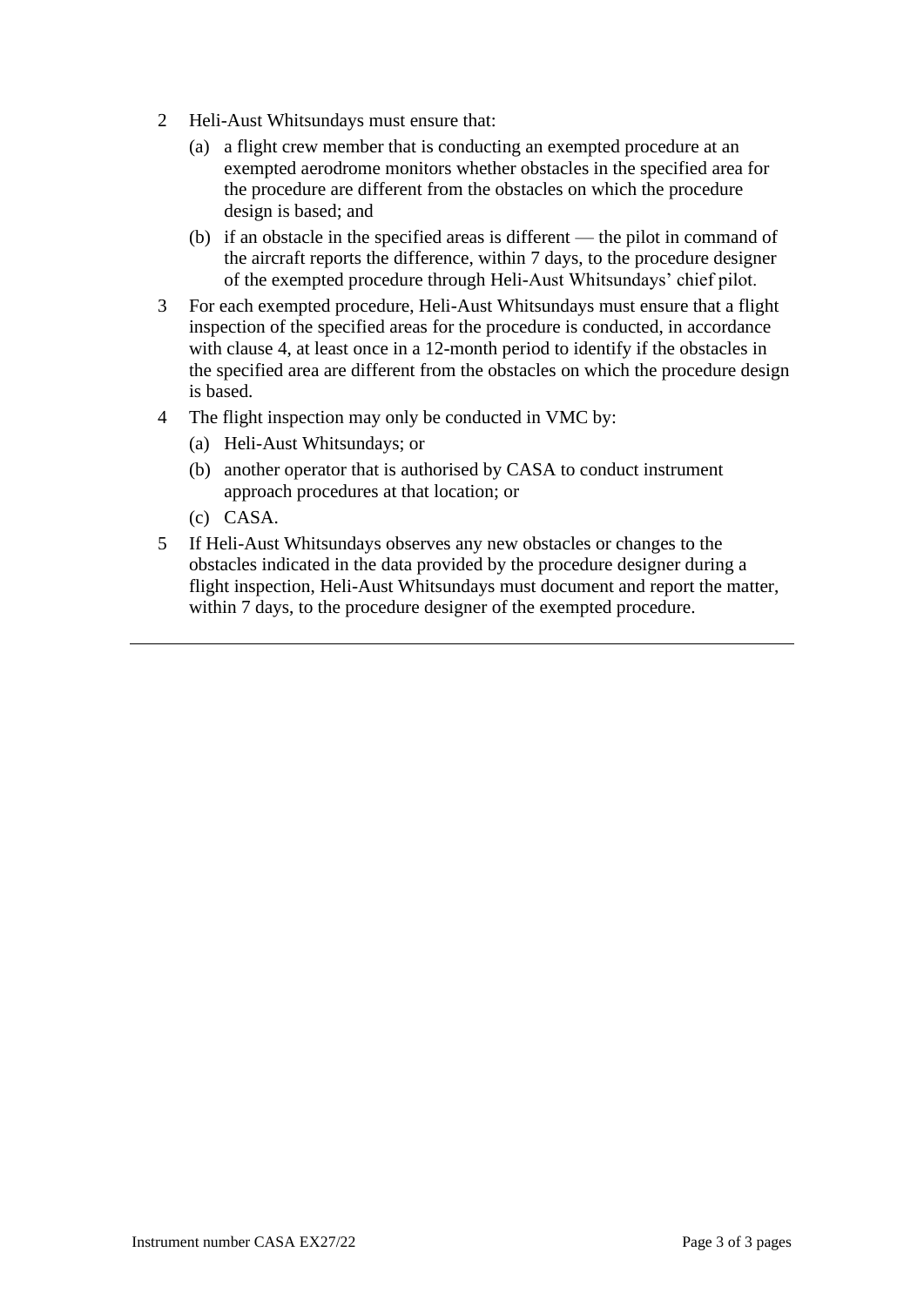2 Heli-Aust Whitsundays must ensure that:

(a) a flight crew member that is conducting an exempted procedure at an exempted aerodrome monitors whether obstacles in the specified area for the procedure are different from the obstacles on which the procedure design is based; and

(b) if an obstacle in the specified areas is different — the pilot in command of the aircraft reports the difference, within 7 days, to the procedure designer of the exempted procedure through Heli-Aust Whitsundays' chief pilot.

3 For each exempted procedure, Heli-Aust Whitsundays must ensure that a flight inspection of the specified areas for the procedure is conducted, in accordance with clause 4, at least once in a 12-month period to identify if the obstacles in the specified area are different from the obstacles on which the procedure design is based.

4 The flight inspection may only be conducted in VMC by:

(a) Heli-Aust Whitsundays; or

(b) another operator that is authorised by CASA to conduct instrument approach procedures at that location; or

(c) CASA.

5 If Heli-Aust Whitsundays observes any new obstacles or changes to the obstacles indicated in the data provided by the procedure designer during a flight inspection, Heli-Aust Whitsundays must document and report the matter, within 7 days, to the procedure designer of the exempted procedure.